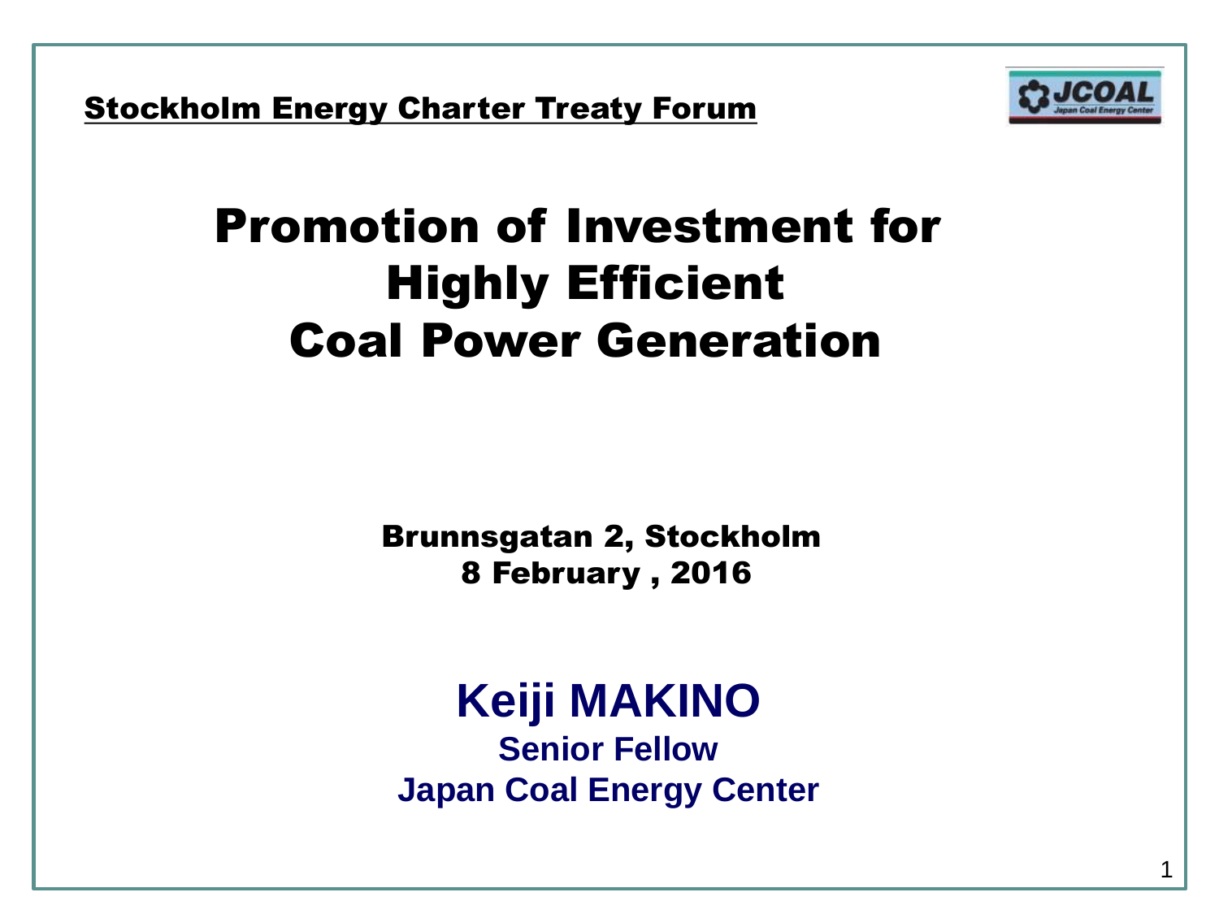**Stockholm Energy Charter Treaty Forum**

# Promotion of Investment for Highly Efficient Coal Power Generation

**Brunnsgatan 2, Stockholm**
**8 February , 2016**

## Keiji MAKINO

**Senior Fellow**
**Japan Coal Energy Center**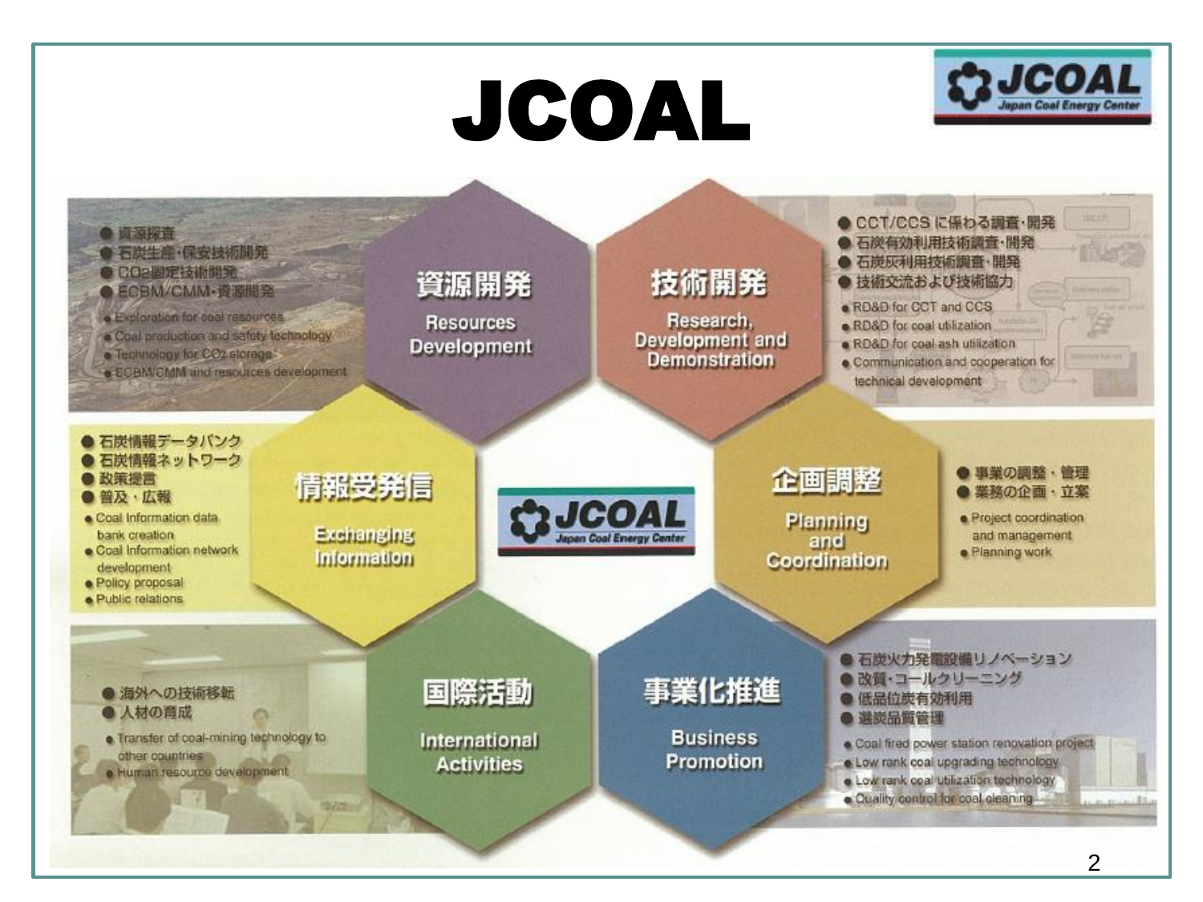# JCOAL

## 資源開発 Resources Development

- 資源探査
- 石炭生産・保安技術開発
- $CO_2$固定技術開発
- ECBM/CMM・資源開発
- Exploration for coal resources
- Coal production and safety technology
- Technology for $CO_2$ storage
- ECBM/CMM and resources development

## 技術開発 Research, Development and Demonstration

- CCT/CCSに係わる調査・開発
- 石炭有効利用技術調査・開発
- 石炭灰利用技術調査・開発
- 技術交流および技術協力
- RD&D for CCT and CCS
- RD&D for coal utilization
- RD&D for coal ash utilization
- Communication and cooperation for technical development

## 情報受発信 Exchanging Information

- 石炭情報データバンク
- 石炭情報ネットワーク
- 政策提言
- 普及・広報
- Coal Information data bank creation
- Coal Information network development
- Policy proposal
- Public relations

## 企画調整 Planning and Coordination

- 事業の調整・管理
- 業務の企画・立案
- Project coordination and management
- Planning work

## 国際活動 International Activities

- 海外への技術移転
- 人材の育成
- Transfer of coal-mining technology to other countries
- Human resource development

## 事業化推進 Business Promotion

- 石炭火力発電設備リノベーション
- 改質・コールクリーニング
- 低品位炭有効利用
- 選炭品質管理
- Coal fired power station renovation project
- Low rank coal upgrading technology
- Low rank coal utilization technology
- Quality control for coal cleaning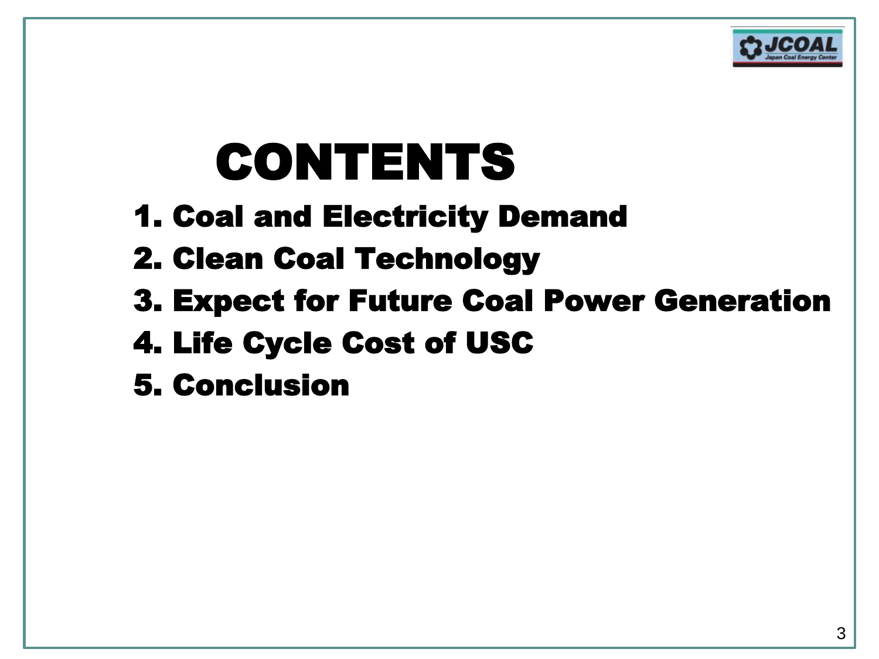# CONTENTS

1. Coal and Electricity Demand
2. Clean Coal Technology
3. Expect for Future Coal Power Generation
4. Life Cycle Cost of USC
5. Conclusion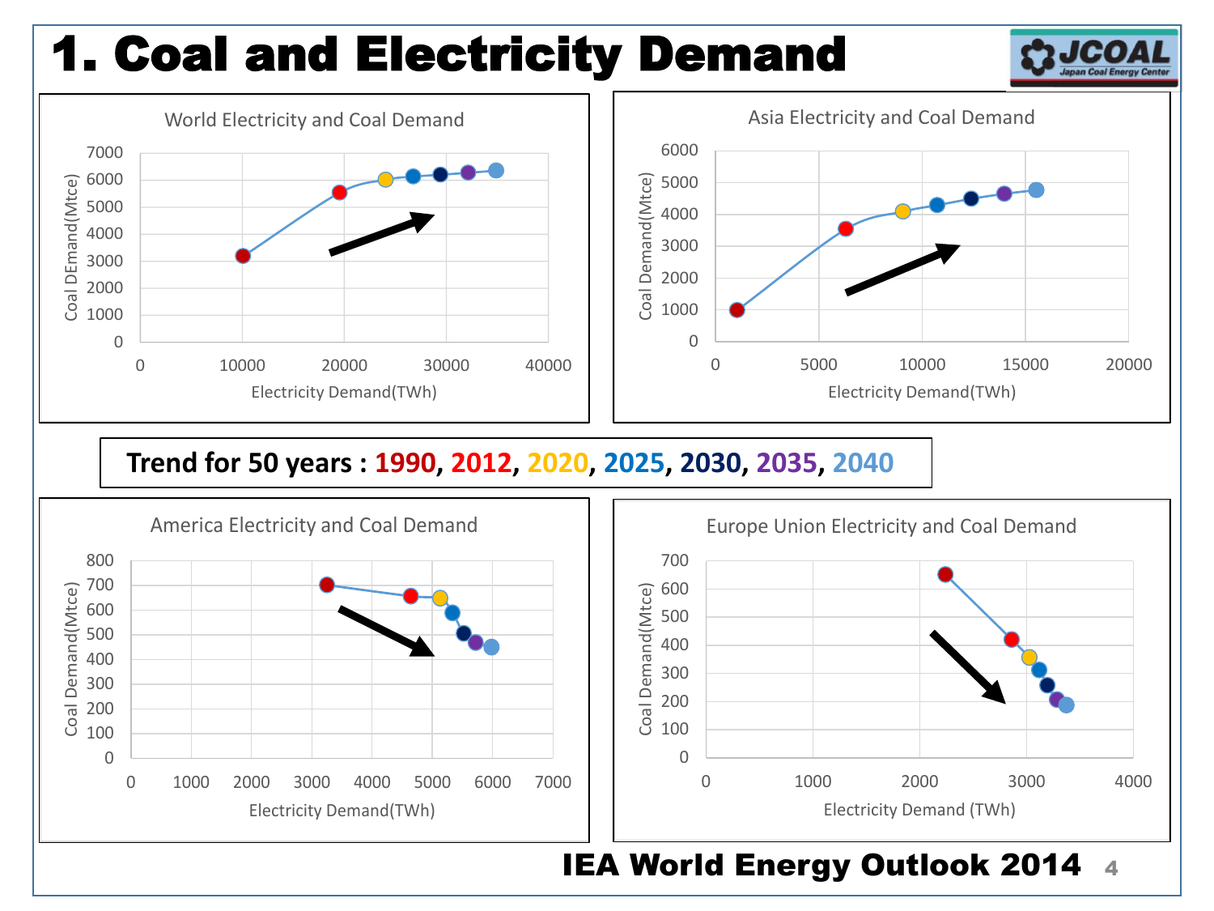# 1. Coal and Electricity Demand

**World Electricity and Coal Demand**

Coal DEmand(Mtce) vs. Electricity Demand(TWh)

**Asia Electricity and Coal Demand**

Coal Demand(Mtce) vs. Electricity Demand(TWh)

**Trend for 50 years : 1990, 2012, 2020, 2025, 2030, 2035, 2040**

**America Electricity and Coal Demand**

Coal Demand(Mtce) vs. Electricity Demand(TWh)

**Europe Union Electricity and Coal Demand**

Coal Demand(Mtce) vs. Electricity Demand (TWh)

**IEA World Energy Outlook 2014**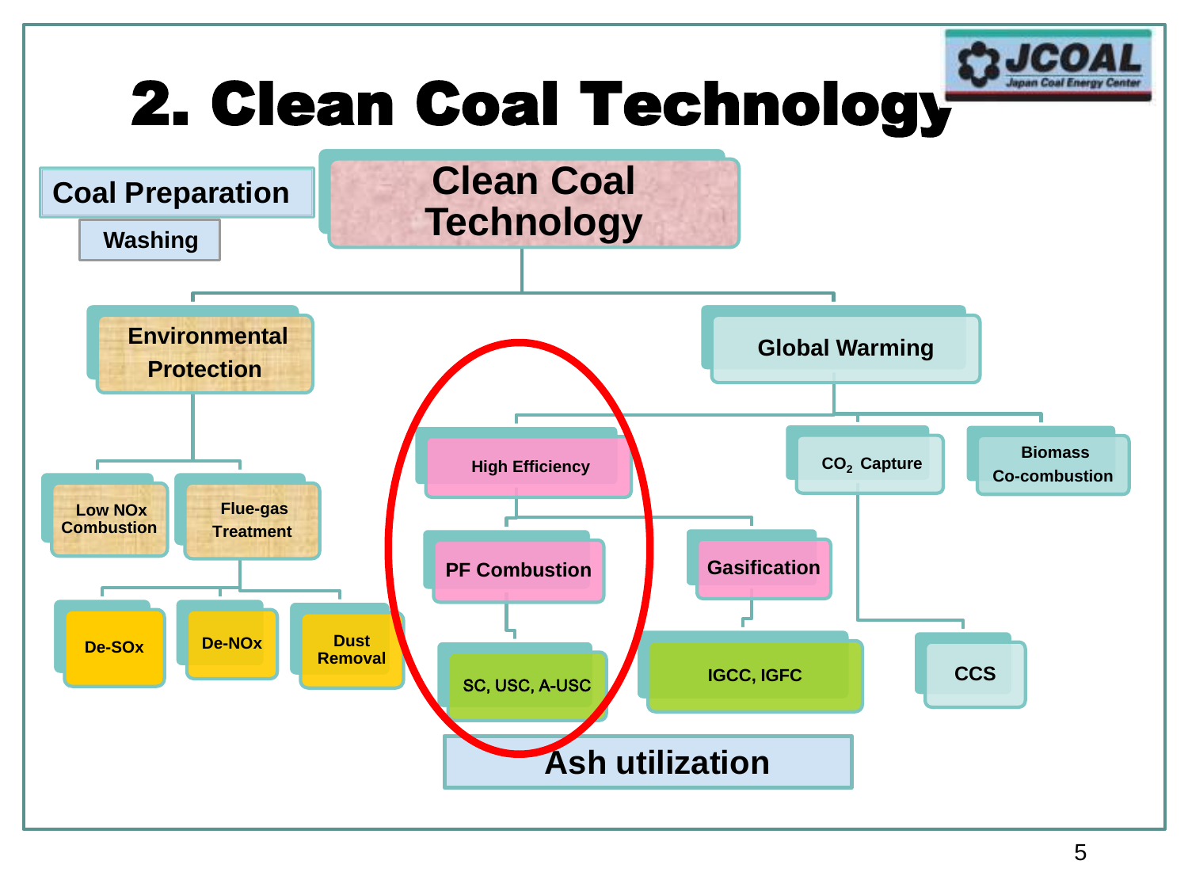# 2. Clean Coal Technology

- Clean Coal Technology
  - Coal Preparation
    - Washing
  - Environmental Protection
    - Low NOx Combustion
    - Flue-gas Treatment
      - De-SOx
      - De-NOx
      - Dust Removal
  - Global Warming
    - High Efficiency
      - PF Combustion
        - SC, USC, A-USC
      - Gasification
        - IGCC, IGFC
    - $CO_2$ Capture
      - CCS
    - Biomass Co-combustion
  - Ash utilization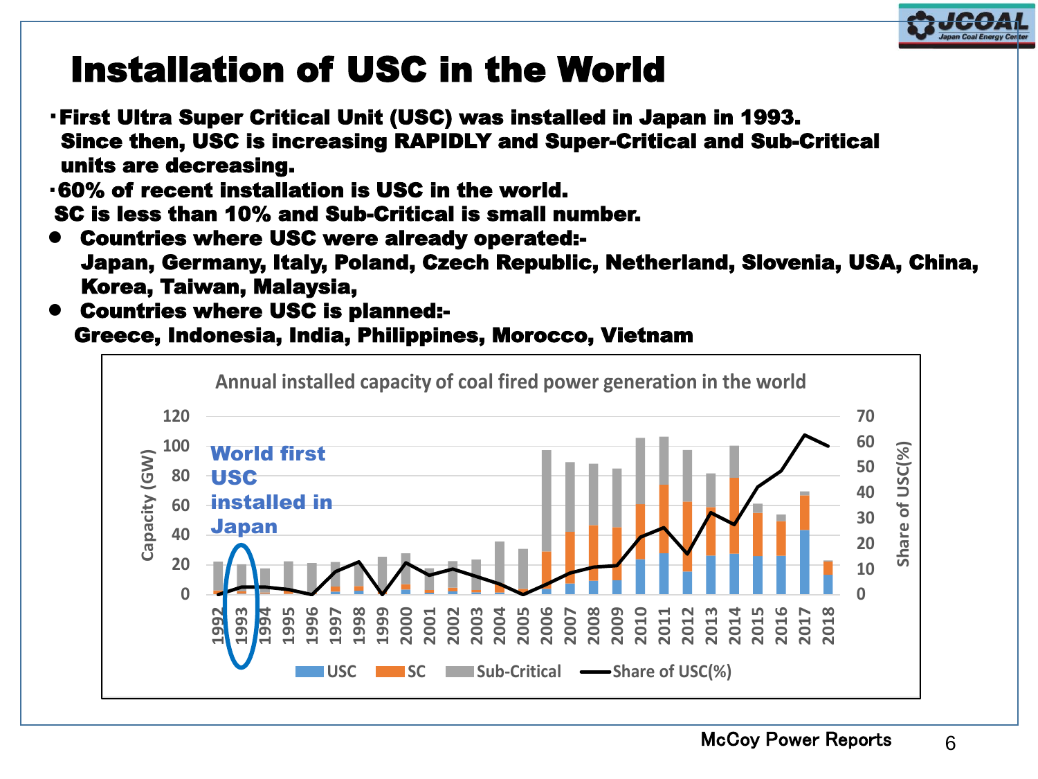# Installation of USC in the World

- First Ultra Super Critical Unit (USC) was installed in Japan in 1993. Since then, USC is increasing RAPIDLY and Super-Critical and Sub-Critical units are decreasing.
- 60% of recent installation is USC in the world. SC is less than 10% and Sub-Critical is small number.
- Countries where USC were already operated:- Japan, Germany, Italy, Poland, Czech Republic, Netherland, Slovenia, USA, China, Korea, Taiwan, Malaysia,
- Countries where USC is planned:- Greece, Indonesia, India, Philippines, Morocco, Vietnam

Annual installed capacity of coal fired power generation in the world

World first USC installed in Japan

Capacity (GW) | Share of USC(%)

USC | SC | Sub-Critical | Share of USC(%)

McCoy Power Reports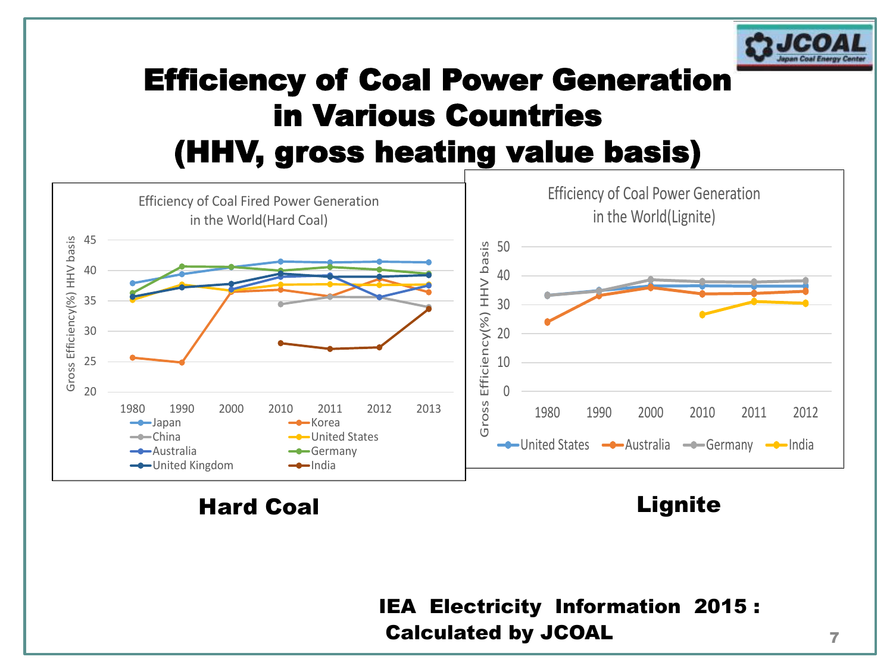# Efficiency of Coal Power Generation in Various Countries (HHV, gross heating value basis)

Efficiency of Coal Fired Power Generation in the World(Hard Coal)

Gross Efficiency(%) HHV basis

45, 40, 35, 30, 25, 20

1980, 1990, 2000, 2010, 2011, 2012, 2013

Japan, Korea, China, United States, Australia, Germany, United Kingdom, India

Efficiency of Coal Power Generation in the World(Lignite)

Gross Efficiency(%) HHV basis

50, 40, 30, 20, 10, 0

1980, 1990, 2000, 2010, 2011, 2012

United States, Australia, Germany, India

**Hard Coal**

**Lignite**

**IEA Electricity Information 2015 : Calculated by JCOAL**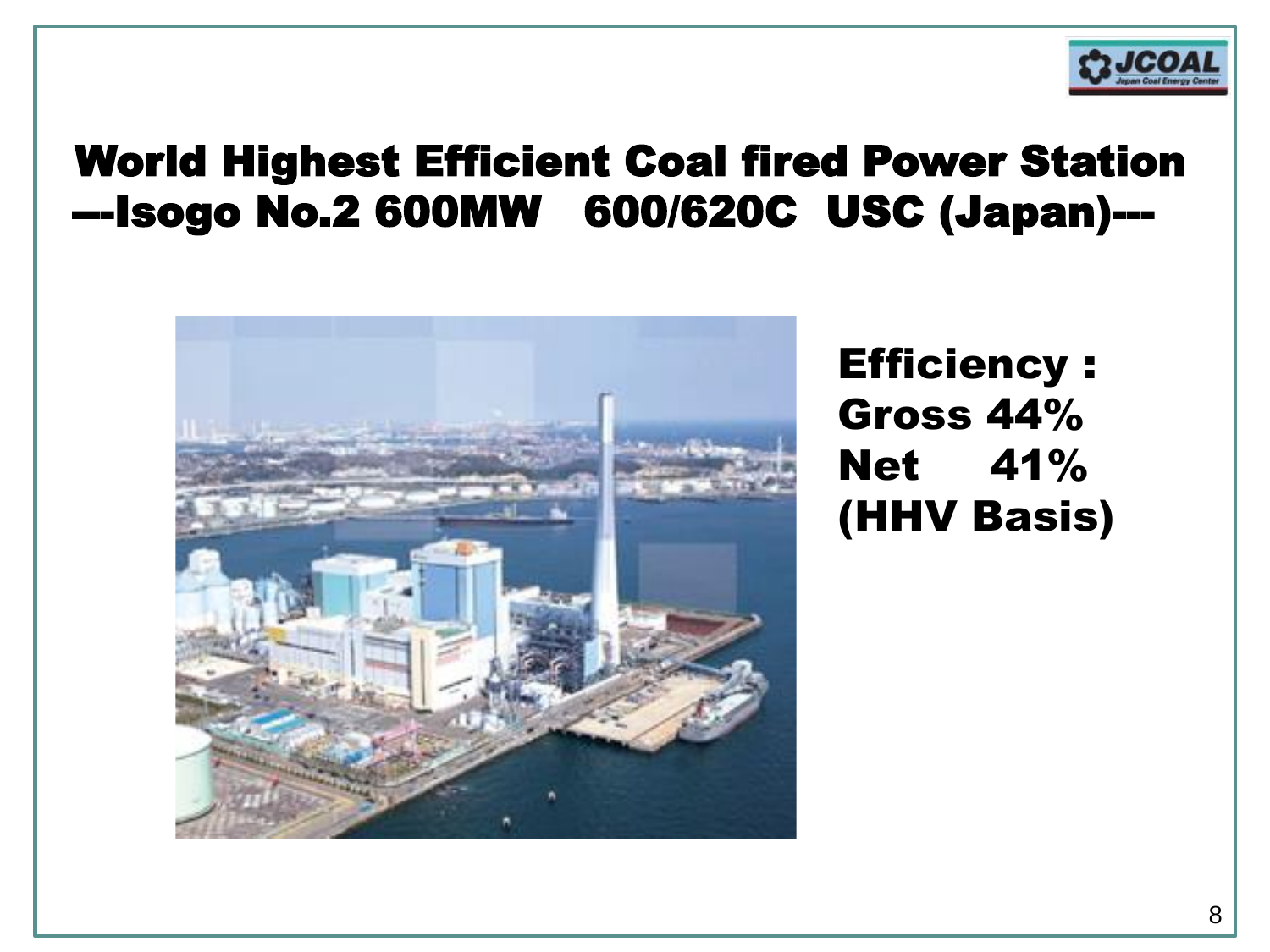# World Highest Efficient Coal fired Power Station
## ---Isogo No.2 600MW 600/620C USC (Japan)---

**Efficiency :**
**Gross 44%**
**Net 41%**
**(HHV Basis)**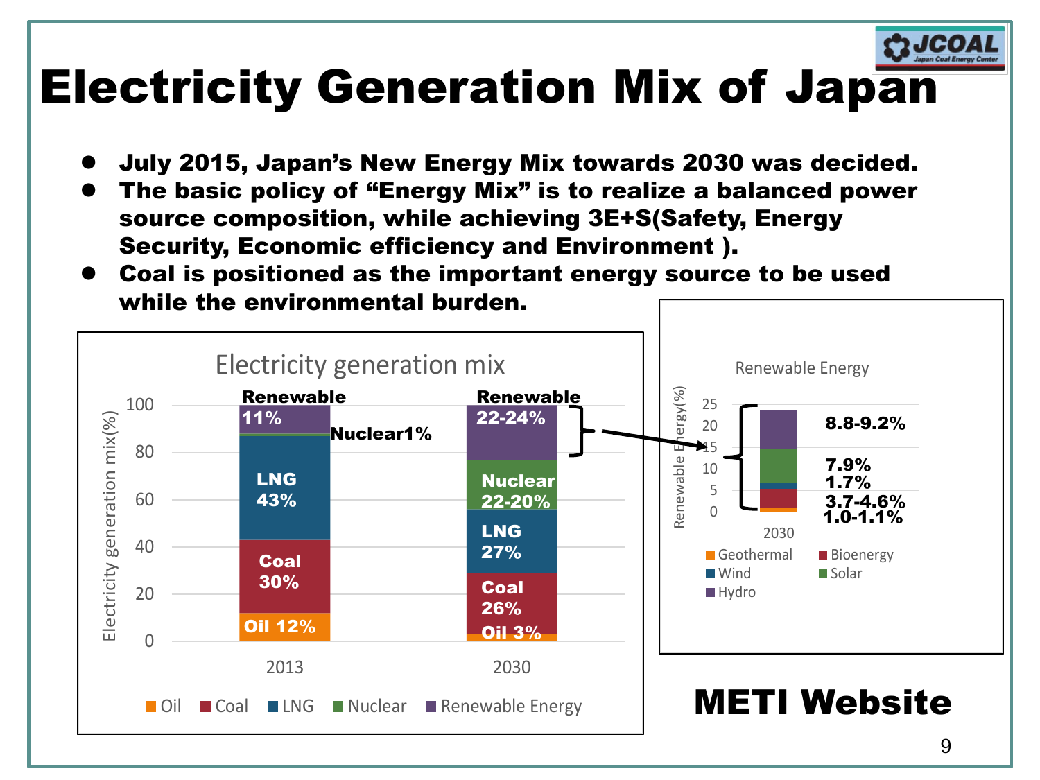# Electricity Generation Mix of Japan

- July 2015, Japan's New Energy Mix towards 2030 was decided.
- The basic policy of "Energy Mix" is to realize a balanced power source composition, while achieving 3E+S(Safety, Energy Security, Economic efficiency and Environment ).
- Coal is positioned as the important energy source to be used while the environmental burden.

**Electricity generation mix**

| | 2013 | 2030 |
|---|---|---|
| Oil | 12% | 3% |
| Coal | 30% | 26% |
| LNG | 43% | 27% |
| Nuclear | 1% | 22-20% |
| Renewable Energy | 11% | 22-24% |

**Renewable Energy (2030)**

| Source | Share |
|---|---|
| Hydro | 8.8-9.2% |
| Solar | 7.9% |
| Wind | 1.7% |
| Bioenergy | 3.7-4.6% |
| Geothermal | 1.0-1.1% |

**METI Website**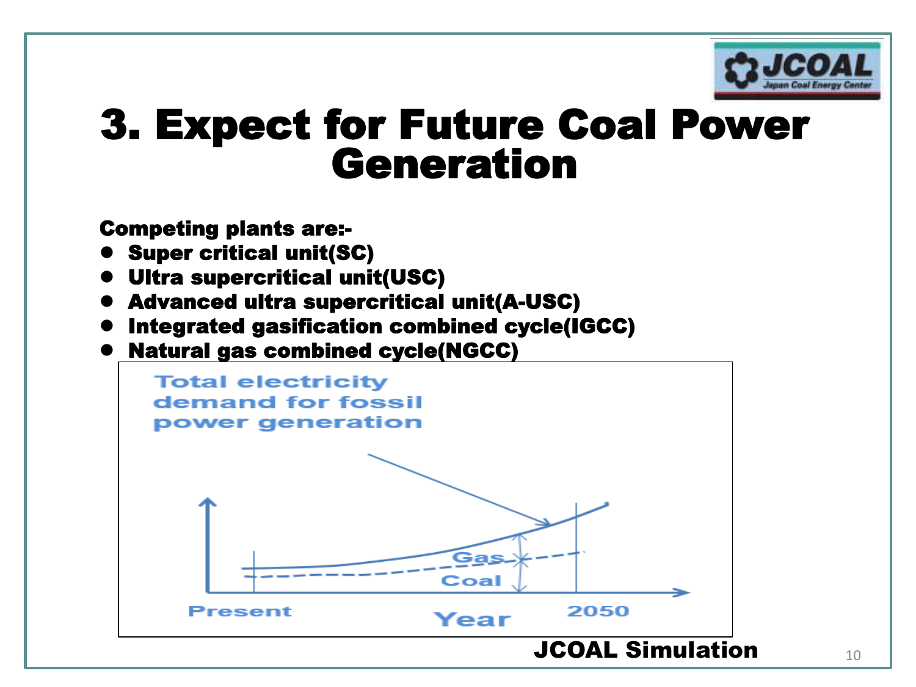# 3. Expect for Future Coal Power Generation

**Competing plants are:-**

- **Super critical unit(SC)**
- **Ultra supercritical unit(USC)**
- **Advanced ultra supercritical unit(A-USC)**
- **Integrated gasification combined cycle(IGCC)**
- **Natural gas combined cycle(NGCC)**

Total electricity demand for fossil power generation

Gas

Coal

Present

Year

2050

**JCOAL Simulation**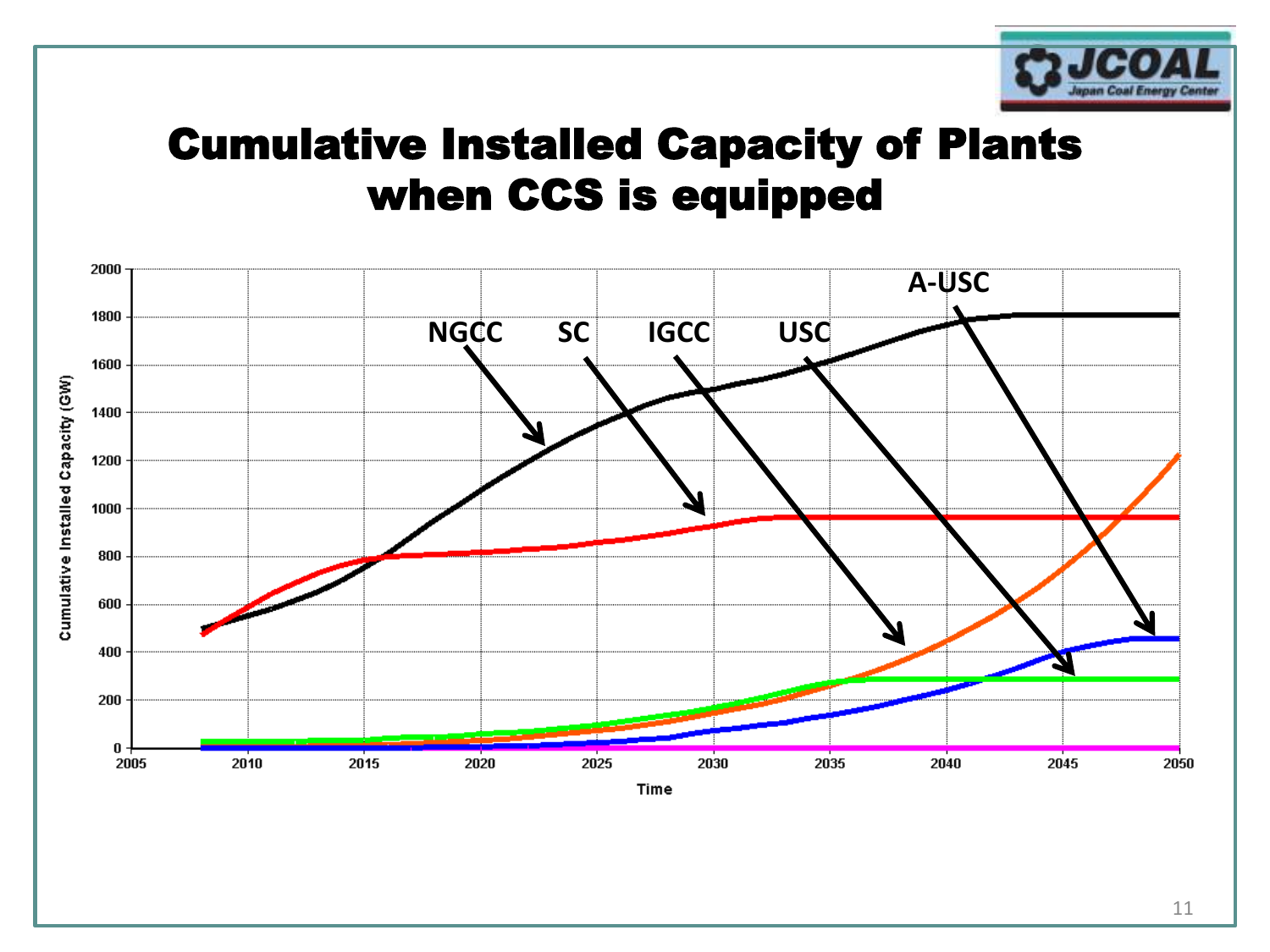# Cumulative Installed Capacity of Plants when CCS is equipped

NGCC SC IGCC USC A-USC

Cumulative Installed Capacity (GW)

Time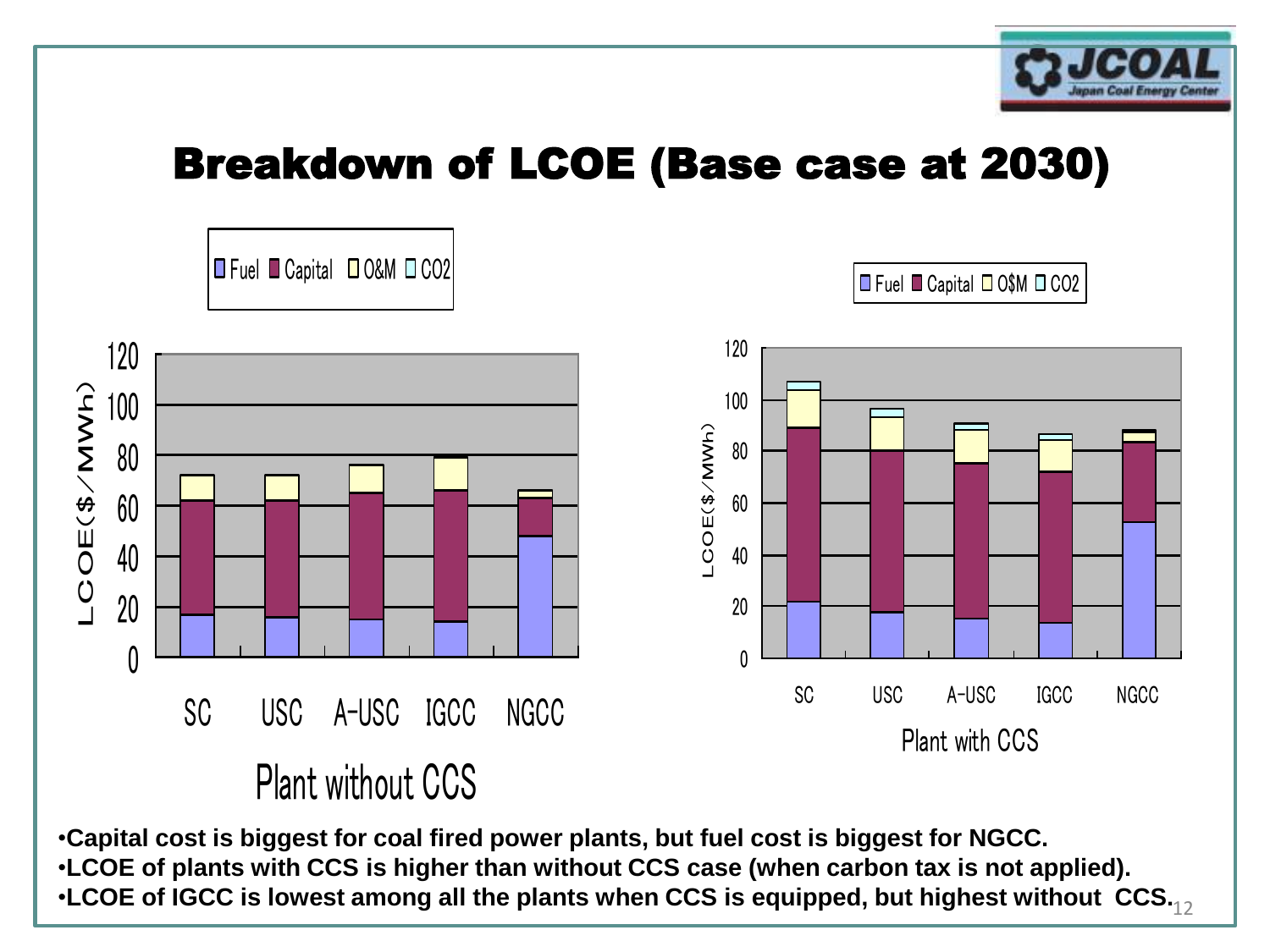# Breakdown of LCOE (Base case at 2030)

- Capital cost is biggest for coal fired power plants, but fuel cost is biggest for NGCC.
- LCOE of plants with CCS is higher than without CCS case (when carbon tax is not applied).
- LCOE of IGCC is lowest among all the plants when CCS is equipped, but highest without CCS.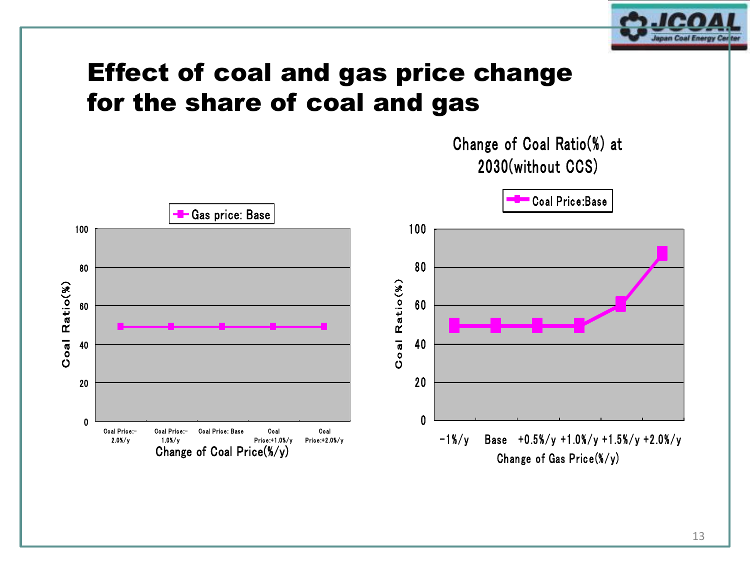# Effect of coal and gas price change for the share of coal and gas

Gas price: Base

| Change of Coal Price(%/y) | Coal Ratio(%) |
|---|---|
| Coal Price:-2.0%/y | ~49 |
| Coal Price:-1.0%/y | ~49 |
| Coal Price: Base | ~49 |
| Coal Price:+1.0%/y | ~49 |
| Coal Price:+2.0%/y | ~49 |

Change of Coal Ratio(%) at 2030(without CCS)

Coal Price:Base

| Change of Gas Price(%/y) | Coal Ratio(%) |
|---|---|
| -1%/y | ~49 |
| Base | ~49 |
| +0.5%/y | ~49 |
| +1.0%/y | ~49 |
| +1.5%/y | ~61 |
| +2.0%/y | ~87 |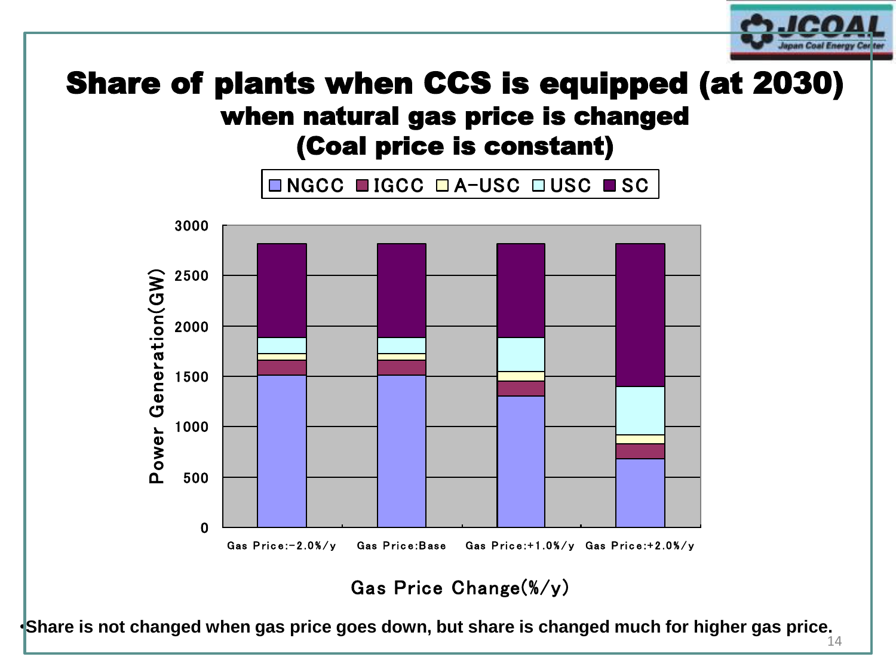# Share of plants when CCS is equipped (at 2030)

## when natural gas price is changed (Coal price is constant)

NGCC IGCC A-USC USC SC

Power Generation(GW)

3000
2500
2000
1500
1000
500
0

Gas Price:-2.0%/y    Gas Price:Base    Gas Price:+1.0%/y    Gas Price:+2.0%/y

Gas Price Change(%/y)

- **Share is not changed when gas price goes down, but share is changed much for higher gas price.**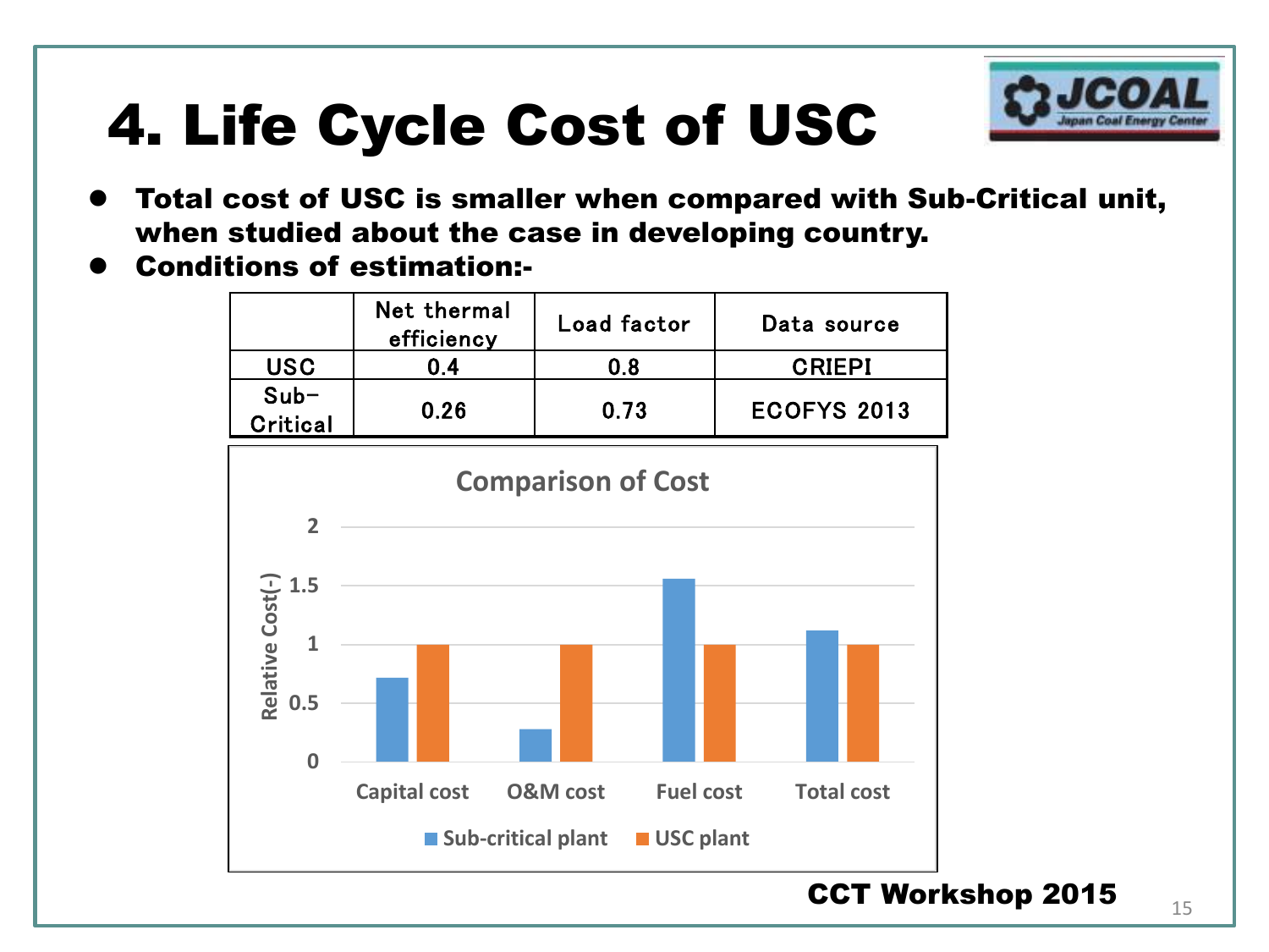# 4. Life Cycle Cost of USC

- **Total cost of USC is smaller when compared with Sub-Critical unit, when studied about the case in developing country.**
- **Conditions of estimation:-**

| | Net thermal efficiency | Load factor | Data source |
|---|---|---|---|
| USC | 0.4 | 0.8 | CRIEPI |
| Sub-Critical | 0.26 | 0.73 | ECOFYS 2013 |

**Comparison of Cost**

| | Capital cost | O&M cost | Fuel cost | Total cost |
|---|---|---|---|---|
| Sub-critical plant | 0.72 | 0.28 | 1.56 | 1.12 |
| USC plant | 1 | 1 | 1 | 1 |

Relative Cost(-)

CCT Workshop 2015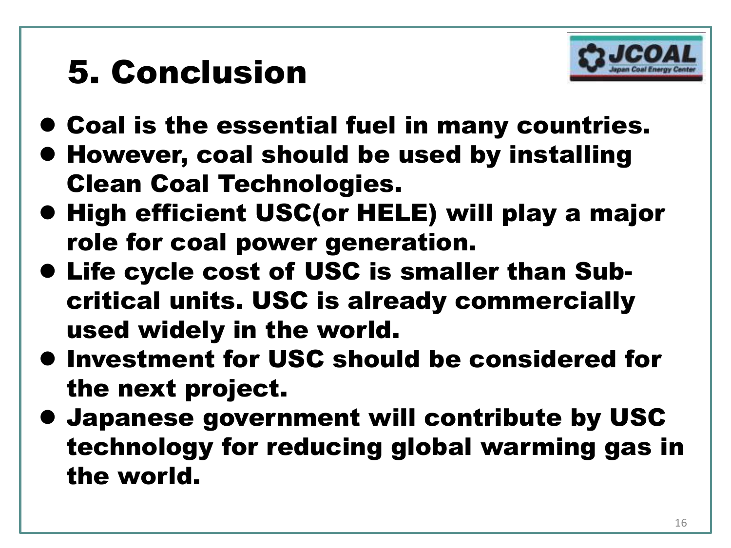# 5. Conclusion

- Coal is the essential fuel in many countries.
- However, coal should be used by installing Clean Coal Technologies.
- High efficient USC(or HELE) will play a major role for coal power generation.
- Life cycle cost of USC is smaller than Sub-critical units. USC is already commercially used widely in the world.
- Investment for USC should be considered for the next project.
- Japanese government will contribute by USC technology for reducing global warming gas in the world.